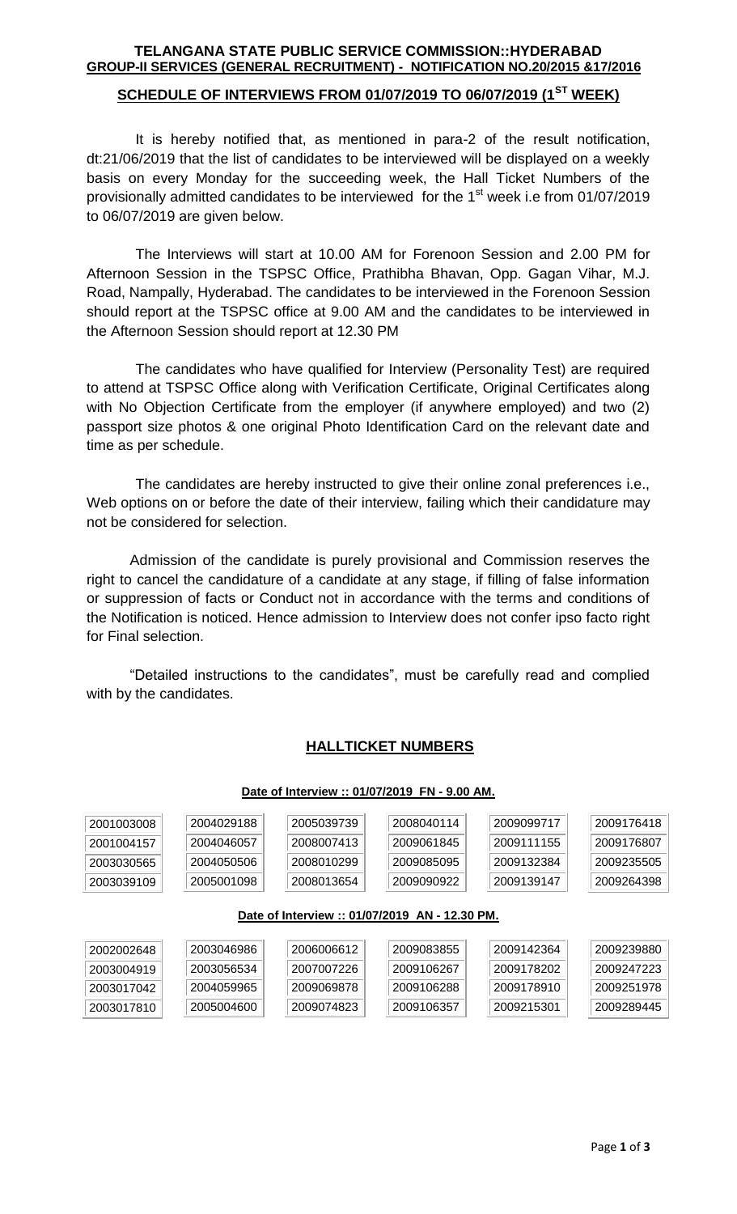**TELANGANA STATE PUBLIC SERVICE COMMISSION::HYDERABAD**
**GROUP-II SERVICES (GENERAL RECRUITMENT) - NOTIFICATION NO.20/2015 &17/2016**

## SCHEDULE OF INTERVIEWS FROM 01/07/2019 TO 06/07/2019 (1ST WEEK)

It is hereby notified that, as mentioned in para-2 of the result notification, dt:21/06/2019 that the list of candidates to be interviewed will be displayed on a weekly basis on every Monday for the succeeding week, the Hall Ticket Numbers of the provisionally admitted candidates to be interviewed for the 1st week i.e from 01/07/2019 to 06/07/2019 are given below.

The Interviews will start at 10.00 AM for Forenoon Session and 2.00 PM for Afternoon Session in the TSPSC Office, Prathibha Bhavan, Opp. Gagan Vihar, M.J. Road, Nampally, Hyderabad. The candidates to be interviewed in the Forenoon Session should report at the TSPSC office at 9.00 AM and the candidates to be interviewed in the Afternoon Session should report at 12.30 PM

The candidates who have qualified for Interview (Personality Test) are required to attend at TSPSC Office along with Verification Certificate, Original Certificates along with No Objection Certificate from the employer (if anywhere employed) and two (2) passport size photos & one original Photo Identification Card on the relevant date and time as per schedule.

The candidates are hereby instructed to give their online zonal preferences i.e., Web options on or before the date of their interview, failing which their candidature may not be considered for selection.

Admission of the candidate is purely provisional and Commission reserves the right to cancel the candidature of a candidate at any stage, if filling of false information or suppression of facts or Conduct not in accordance with the terms and conditions of the Notification is noticed. Hence admission to Interview does not confer ipso facto right for Final selection.

"Detailed instructions to the candidates", must be carefully read and complied with by the candidates.

## HALLTICKET NUMBERS

**Date of Interview :: 01/07/2019 FN - 9.00 AM.**

| | | | | | |
|---|---|---|---|---|---|
| 2001003008 | 2004029188 | 2005039739 | 2008040114 | 2009099717 | 2009176418 |
| 2001004157 | 2004046057 | 2008007413 | 2009061845 | 2009111155 | 2009176807 |
| 2003030565 | 2004050506 | 2008010299 | 2009085095 | 2009132384 | 2009235505 |
| 2003039109 | 2005001098 | 2008013654 | 2009090922 | 2009139147 | 2009264398 |

**Date of Interview :: 01/07/2019 AN - 12.30 PM.**

| | | | | | |
|---|---|---|---|---|---|
| 2002002648 | 2003046986 | 2006006612 | 2009083855 | 2009142364 | 2009239880 |
| 2003004919 | 2003056534 | 2007007226 | 2009106267 | 2009178202 | 2009247223 |
| 2003017042 | 2004059965 | 2009069878 | 2009106288 | 2009178910 | 2009251978 |
| 2003017810 | 2005004600 | 2009074823 | 2009106357 | 2009215301 | 2009289445 |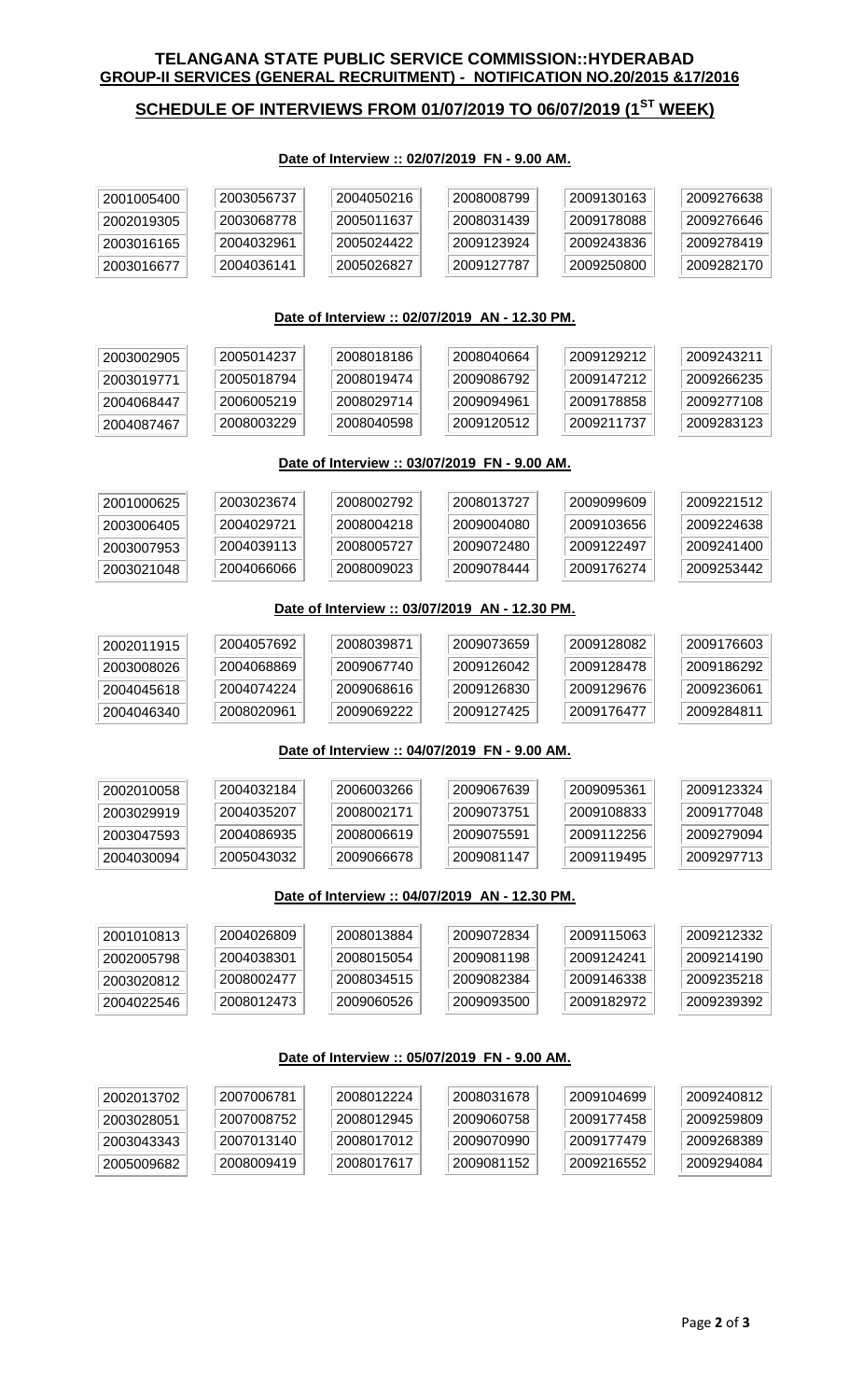**TELANGANA STATE PUBLIC SERVICE COMMISSION::HYDERABAD**
**GROUP-II SERVICES (GENERAL RECRUITMENT) - NOTIFICATION NO.20/2015 &17/2016**

## SCHEDULE OF INTERVIEWS FROM 01/07/2019 TO 06/07/2019 (1ST WEEK)

### Date of Interview :: 02/07/2019 FN - 9.00 AM.

| | | | | | |
|---|---|---|---|---|---|
| 2001005400 | 2003056737 | 2004050216 | 2008008799 | 2009130163 | 2009276638 |
| 2002019305 | 2003068778 | 2005011637 | 2008031439 | 2009178088 | 2009276646 |
| 2003016165 | 2004032961 | 2005024422 | 2009123924 | 2009243836 | 2009278419 |
| 2003016677 | 2004036141 | 2005026827 | 2009127787 | 2009250800 | 2009282170 |

### Date of Interview :: 02/07/2019 AN - 12.30 PM.

| | | | | | |
|---|---|---|---|---|---|
| 2003002905 | 2005014237 | 2008018186 | 2008040664 | 2009129212 | 2009243211 |
| 2003019771 | 2005018794 | 2008019474 | 2009086792 | 2009147212 | 2009266235 |
| 2004068447 | 2006005219 | 2008029714 | 2009094961 | 2009178858 | 2009277108 |
| 2004087467 | 2008003229 | 2008040598 | 2009120512 | 2009211737 | 2009283123 |

### Date of Interview :: 03/07/2019 FN - 9.00 AM.

| | | | | | |
|---|---|---|---|---|---|
| 2001000625 | 2003023674 | 2008002792 | 2008013727 | 2009099609 | 2009221512 |
| 2003006405 | 2004029721 | 2008004218 | 2009004080 | 2009103656 | 2009224638 |
| 2003007953 | 2004039113 | 2008005727 | 2009072480 | 2009122497 | 2009241400 |
| 2003021048 | 2004066066 | 2008009023 | 2009078444 | 2009176274 | 2009253442 |

### Date of Interview :: 03/07/2019 AN - 12.30 PM.

| | | | | | |
|---|---|---|---|---|---|
| 2002011915 | 2004057692 | 2008039871 | 2009073659 | 2009128082 | 2009176603 |
| 2003008026 | 2004068869 | 2009067740 | 2009126042 | 2009128478 | 2009186292 |
| 2004045618 | 2004074224 | 2009068616 | 2009126830 | 2009129676 | 2009236061 |
| 2004046340 | 2008020961 | 2009069222 | 2009127425 | 2009176477 | 2009284811 |

### Date of Interview :: 04/07/2019 FN - 9.00 AM.

| | | | | | |
|---|---|---|---|---|---|
| 2002010058 | 2004032184 | 2006003266 | 2009067639 | 2009095361 | 2009123324 |
| 2003029919 | 2004035207 | 2008002171 | 2009073751 | 2009108833 | 2009177048 |
| 2003047593 | 2004086935 | 2008006619 | 2009075591 | 2009112256 | 2009279094 |
| 2004030094 | 2005043032 | 2009066678 | 2009081147 | 2009119495 | 2009297713 |

### Date of Interview :: 04/07/2019 AN - 12.30 PM.

| | | | | | |
|---|---|---|---|---|---|
| 2001010813 | 2004026809 | 2008013884 | 2009072834 | 2009115063 | 2009212332 |
| 2002005798 | 2004038301 | 2008015054 | 2009081198 | 2009124241 | 2009214190 |
| 2003020812 | 2008002477 | 2008034515 | 2009082384 | 2009146338 | 2009235218 |
| 2004022546 | 2008012473 | 2009060526 | 2009093500 | 2009182972 | 2009239392 |

### Date of Interview :: 05/07/2019 FN - 9.00 AM.

| | | | | | |
|---|---|---|---|---|---|
| 2002013702 | 2007006781 | 2008012224 | 2008031678 | 2009104699 | 2009240812 |
| 2003028051 | 2007008752 | 2008012945 | 2009060758 | 2009177458 | 2009259809 |
| 2003043343 | 2007013140 | 2008017012 | 2009070990 | 2009177479 | 2009268389 |
| 2005009682 | 2008009419 | 2008017617 | 2009081152 | 2009216552 | 2009294084 |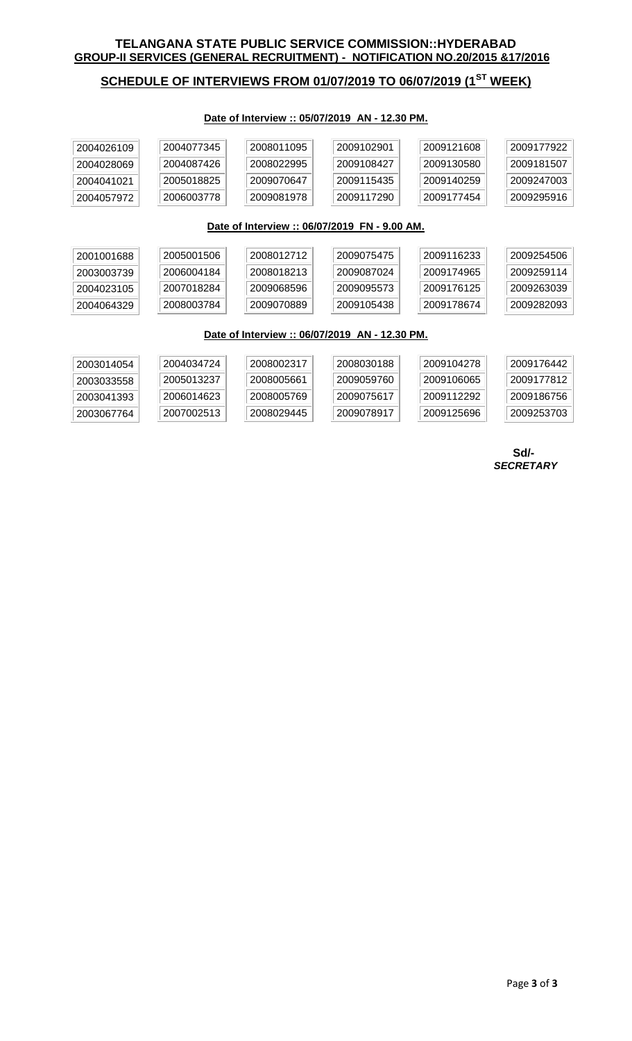**TELANGANA STATE PUBLIC SERVICE COMMISSION::HYDERABAD**

**GROUP-II SERVICES (GENERAL RECRUITMENT) - NOTIFICATION NO.20/2015 &17/2016**

## SCHEDULE OF INTERVIEWS FROM 01/07/2019 TO 06/07/2019 (1ST WEEK)

**Date of Interview :: 05/07/2019 AN - 12.30 PM.**

| | | | | | |
|---|---|---|---|---|---|
| 2004026109 | 2004077345 | 2008011095 | 2009102901 | 2009121608 | 2009177922 |
| 2004028069 | 2004087426 | 2008022995 | 2009108427 | 2009130580 | 2009181507 |
| 2004041021 | 2005018825 | 2009070647 | 2009115435 | 2009140259 | 2009247003 |
| 2004057972 | 2006003778 | 2009081978 | 2009117290 | 2009177454 | 2009295916 |

**Date of Interview :: 06/07/2019 FN - 9.00 AM.**

| | | | | | |
|---|---|---|---|---|---|
| 2001001688 | 2005001506 | 2008012712 | 2009075475 | 2009116233 | 2009254506 |
| 2003003739 | 2006004184 | 2008018213 | 2009087024 | 2009174965 | 2009259114 |
| 2004023105 | 2007018284 | 2009068596 | 2009095573 | 2009176125 | 2009263039 |
| 2004064329 | 2008003784 | 2009070889 | 2009105438 | 2009178674 | 2009282093 |

**Date of Interview :: 06/07/2019 AN - 12.30 PM.**

| | | | | | |
|---|---|---|---|---|---|
| 2003014054 | 2004034724 | 2008002317 | 2008030188 | 2009104278 | 2009176442 |
| 2003033558 | 2005013237 | 2008005661 | 2009059760 | 2009106065 | 2009177812 |
| 2003041393 | 2006014623 | 2008005769 | 2009075617 | 2009112292 | 2009186756 |
| 2003067764 | 2007002513 | 2008029445 | 2009078917 | 2009125696 | 2009253703 |

**Sd/-**
***SECRETARY***